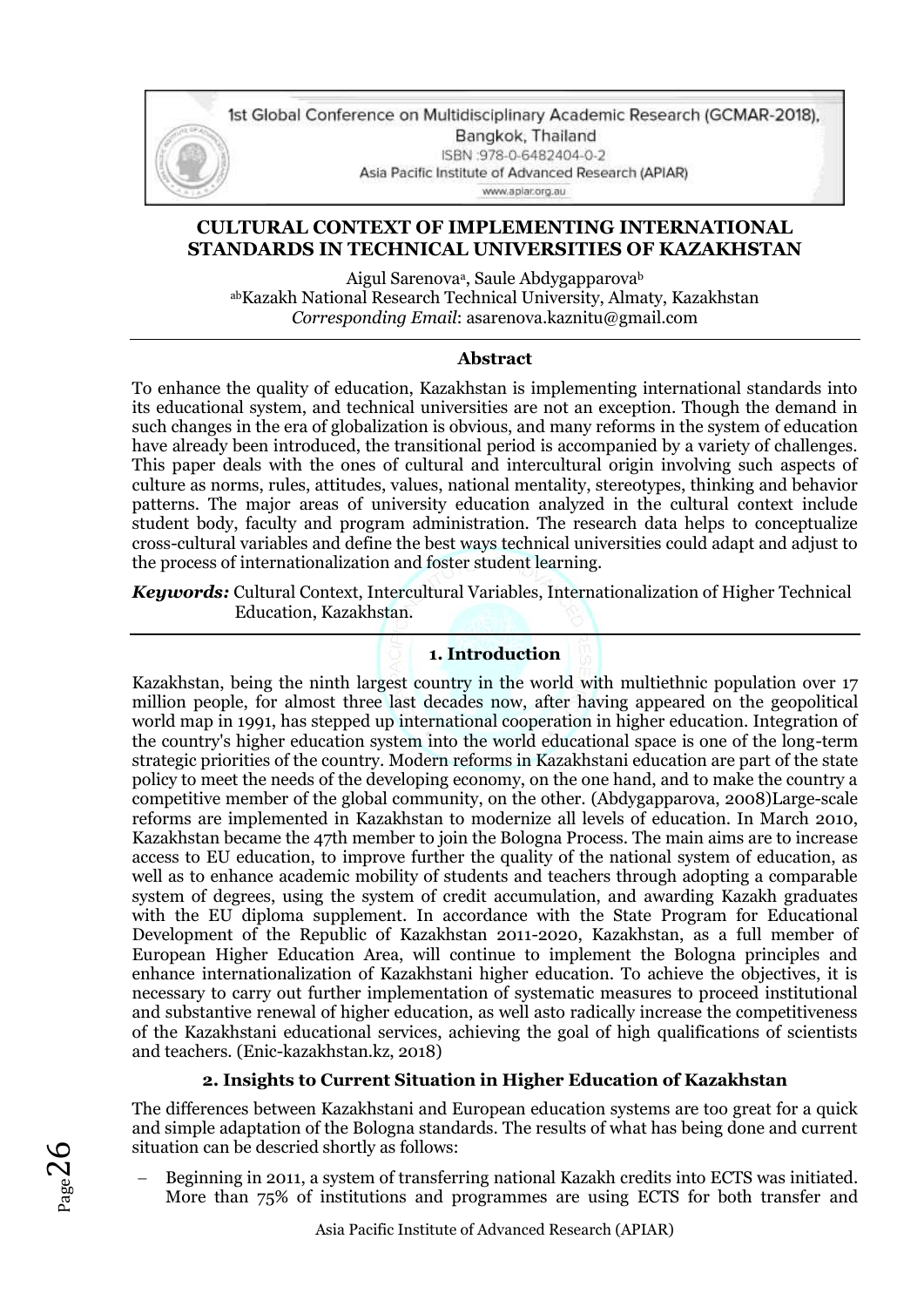# CULTURAL CONTEXT OF IMPLEMENTING INTERNATIONAL STANDARDS IN TECHNICAL UNIVERSITIES OF KAZAKHSTAN

Aigul Sarenova[a], Saule Abdygapparova[b]

[ab]Kazakh National Research Technical University, Almaty, Kazakhstan

*Corresponding Email*: asarenova.kaznitu@gmail.com

---

### Abstract

To enhance the quality of education, Kazakhstan is implementing international standards into its educational system, and technical universities are not an exception. Though the demand in such changes in the era of globalization is obvious, and many reforms in the system of education have already been introduced, the transitional period is accompanied by a variety of challenges. This paper deals with the ones of cultural and intercultural origin involving such aspects of culture as norms, rules, attitudes, values, national mentality, stereotypes, thinking and behavior patterns. The major areas of university education analyzed in the cultural context include student body, faculty and program administration. The research data helps to conceptualize cross-cultural variables and define the best ways technical universities could adapt and adjust to the process of internationalization and foster student learning.

***Keywords:*** Cultural Context, Intercultural Variables, Internationalization of Higher Technical Education, Kazakhstan.

---

## 1. Introduction

Kazakhstan, being the ninth largest country in the world with multiethnic population over 17 million people, for almost three last decades now, after having appeared on the geopolitical world map in 1991, has stepped up international cooperation in higher education. Integration of the country's higher education system into the world educational space is one of the long-term strategic priorities of the country. Modern reforms in Kazakhstani education are part of the state policy to meet the needs of the developing economy, on the one hand, and to make the country a competitive member of the global community, on the other. (Abdygapparova, 2008)Large-scale reforms are implemented in Kazakhstan to modernize all levels of education. In March 2010, Kazakhstan became the 47th member to join the Bologna Process. The main aims are to increase access to EU education, to improve further the quality of the national system of education, as well as to enhance academic mobility of students and teachers through adopting a comparable system of degrees, using the system of credit accumulation, and awarding Kazakh graduates with the EU diploma supplement. In accordance with the State Program for Educational Development of the Republic of Kazakhstan 2011-2020, Kazakhstan, as a full member of European Higher Education Area, will continue to implement the Bologna principles and enhance internationalization of Kazakhstani higher education. To achieve the objectives, it is necessary to carry out further implementation of systematic measures to proceed institutional and substantive renewal of higher education, as well asto radically increase the competitiveness of the Kazakhstani educational services, achieving the goal of high qualifications of scientists and teachers. (Enic-kazakhstan.kz, 2018)

## 2. Insights to Current Situation in Higher Education of Kazakhstan

The differences between Kazakhstani and European education systems are too great for a quick and simple adaptation of the Bologna standards. The results of what has being done and current situation can be descried shortly as follows:

- Beginning in 2011, a system of transferring national Kazakh credits into ECTS was initiated. More than 75% of institutions and programmes are using ECTS for both transfer and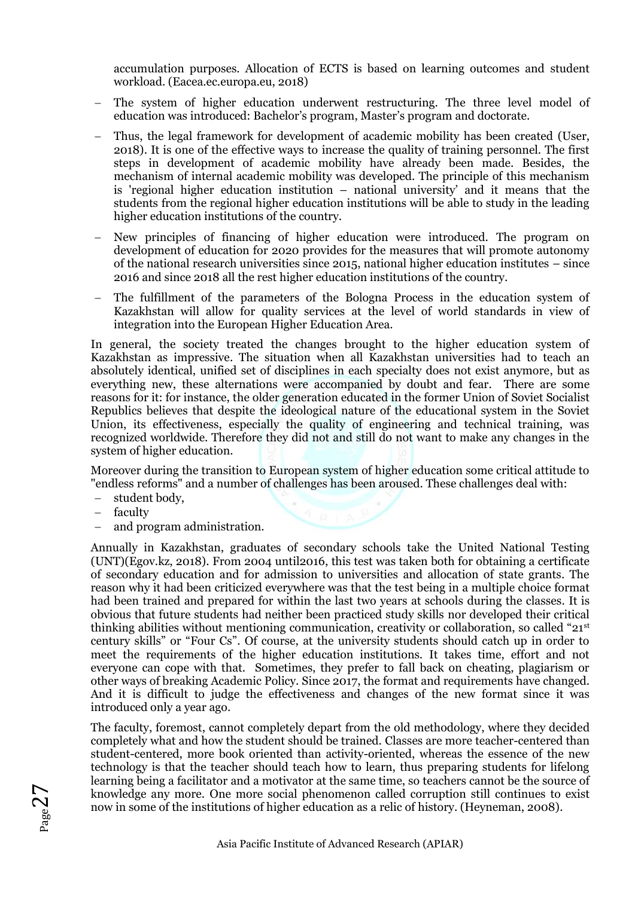accumulation purposes. Allocation of ECTS is based on learning outcomes and student workload. (Eacea.ec.europa.eu, 2018)

- The system of higher education underwent restructuring. The three level model of education was introduced: Bachelor's program, Master's program and doctorate.
- Thus, the legal framework for development of academic mobility has been created (User, 2018). It is one of the effective ways to increase the quality of training personnel. The first steps in development of academic mobility have already been made. Besides, the mechanism of internal academic mobility was developed. The principle of this mechanism is 'regional higher education institution – national university' and it means that the students from the regional higher education institutions will be able to study in the leading higher education institutions of the country.
- New principles of financing of higher education were introduced. The program on development of education for 2020 provides for the measures that will promote autonomy of the national research universities since 2015, national higher education institutes – since 2016 and since 2018 all the rest higher education institutions of the country.
- The fulfillment of the parameters of the Bologna Process in the education system of Kazakhstan will allow for quality services at the level of world standards in view of integration into the European Higher Education Area.

In general, the society treated the changes brought to the higher education system of Kazakhstan as impressive. The situation when all Kazakhstan universities had to teach an absolutely identical, unified set of disciplines in each specialty does not exist anymore, but as everything new, these alternations were accompanied by doubt and fear. There are some reasons for it: for instance, the older generation educated in the former Union of Soviet Socialist Republics believes that despite the ideological nature of the educational system in the Soviet Union, its effectiveness, especially the quality of engineering and technical training, was recognized worldwide. Therefore they did not and still do not want to make any changes in the system of higher education.

Moreover during the transition to European system of higher education some critical attitude to "endless reforms" and a number of challenges has been aroused. These challenges deal with:

- student body,
- faculty
- and program administration.

Annually in Kazakhstan, graduates of secondary schools take the United National Testing (UNT)(Egov.kz, 2018). From 2004 until2016, this test was taken both for obtaining a certificate of secondary education and for admission to universities and allocation of state grants. The reason why it had been criticized everywhere was that the test being in a multiple choice format had been trained and prepared for within the last two years at schools during the classes. It is obvious that future students had neither been practiced study skills nor developed their critical thinking abilities without mentioning communication, creativity or collaboration, so called "21st century skills" or "Four Cs". Of course, at the university students should catch up in order to meet the requirements of the higher education institutions. It takes time, effort and not everyone can cope with that. Sometimes, they prefer to fall back on cheating, plagiarism or other ways of breaking Academic Policy. Since 2017, the format and requirements have changed. And it is difficult to judge the effectiveness and changes of the new format since it was introduced only a year ago.

The faculty, foremost, cannot completely depart from the old methodology, where they decided completely what and how the student should be trained. Classes are more teacher-centered than student-centered, more book oriented than activity-oriented, whereas the essence of the new technology is that the teacher should teach how to learn, thus preparing students for lifelong learning being a facilitator and a motivator at the same time, so teachers cannot be the source of knowledge any more. One more social phenomenon called corruption still continues to exist now in some of the institutions of higher education as a relic of history. (Heyneman, 2008).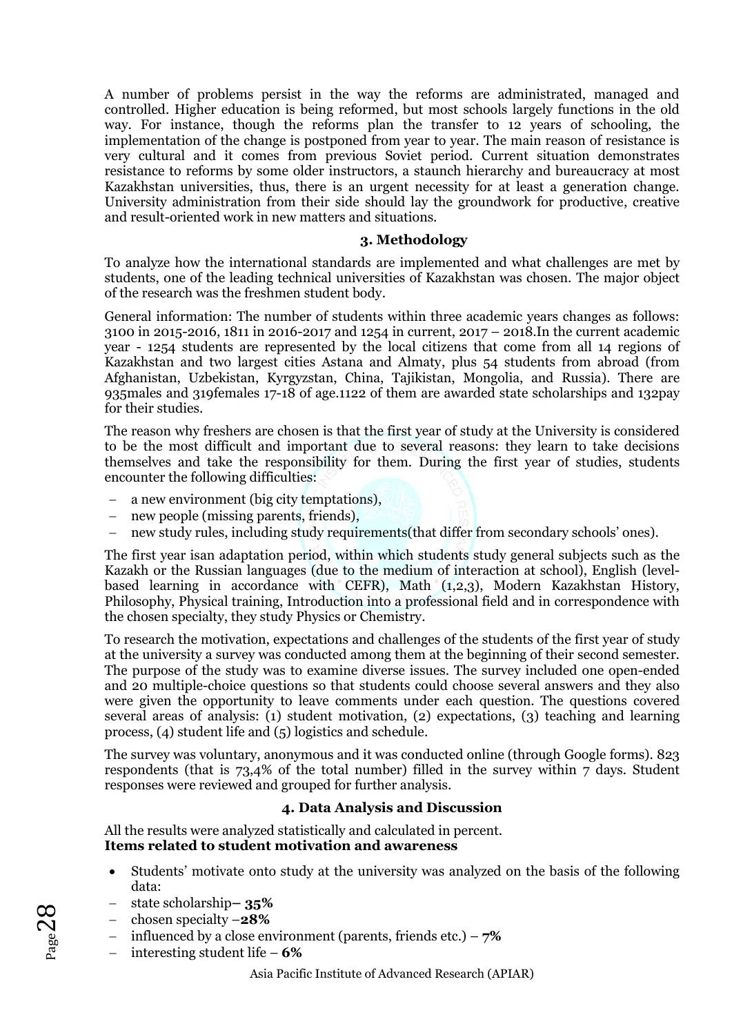A number of problems persist in the way the reforms are administrated, managed and controlled. Higher education is being reformed, but most schools largely functions in the old way. For instance, though the reforms plan the transfer to 12 years of schooling, the implementation of the change is postponed from year to year. The main reason of resistance is very cultural and it comes from previous Soviet period. Current situation demonstrates resistance to reforms by some older instructors, a staunch hierarchy and bureaucracy at most Kazakhstan universities, thus, there is an urgent necessity for at least a generation change. University administration from their side should lay the groundwork for productive, creative and result-oriented work in new matters and situations.

## 3. Methodology

To analyze how the international standards are implemented and what challenges are met by students, one of the leading technical universities of Kazakhstan was chosen. The major object of the research was the freshmen student body.

General information: The number of students within three academic years changes as follows: 3100 in 2015-2016, 1811 in 2016-2017 and 1254 in current, 2017 – 2018.In the current academic year - 1254 students are represented by the local citizens that come from all 14 regions of Kazakhstan and two largest cities Astana and Almaty, plus 54 students from abroad (from Afghanistan, Uzbekistan, Kyrgyzstan, China, Tajikistan, Mongolia, and Russia). There are 935males and 319females 17-18 of age.1122 of them are awarded state scholarships and 132pay for their studies.

The reason why freshers are chosen is that the first year of study at the University is considered to be the most difficult and important due to several reasons: they learn to take decisions themselves and take the responsibility for them. During the first year of studies, students encounter the following difficulties:

- a new environment (big city temptations),
- new people (missing parents, friends),
- new study rules, including study requirements(that differ from secondary schools' ones).

The first year isan adaptation period, within which students study general subjects such as the Kazakh or the Russian languages (due to the medium of interaction at school), English (level-based learning in accordance with CEFR), Math (1,2,3), Modern Kazakhstan History, Philosophy, Physical training, Introduction into a professional field and in correspondence with the chosen specialty, they study Physics or Chemistry.

To research the motivation, expectations and challenges of the students of the first year of study at the university a survey was conducted among them at the beginning of their second semester. The purpose of the study was to examine diverse issues. The survey included one open-ended and 20 multiple-choice questions so that students could choose several answers and they also were given the opportunity to leave comments under each question. The questions covered several areas of analysis: (1) student motivation, (2) expectations, (3) teaching and learning process, (4) student life and (5) logistics and schedule.

The survey was voluntary, anonymous and it was conducted online (through Google forms). 823 respondents (that is 73,4% of the total number) filled in the survey within 7 days. Student responses were reviewed and grouped for further analysis.

## 4. Data Analysis and Discussion

All the results were analyzed statistically and calculated in percent.

**Items related to student motivation and awareness**

- Students' motivate onto study at the university was analyzed on the basis of the following data:
  - state scholarship– **35%**
  - chosen specialty –**28%**
  - influenced by a close environment (parents, friends etc.) – **7%**
  - interesting student life – **6%**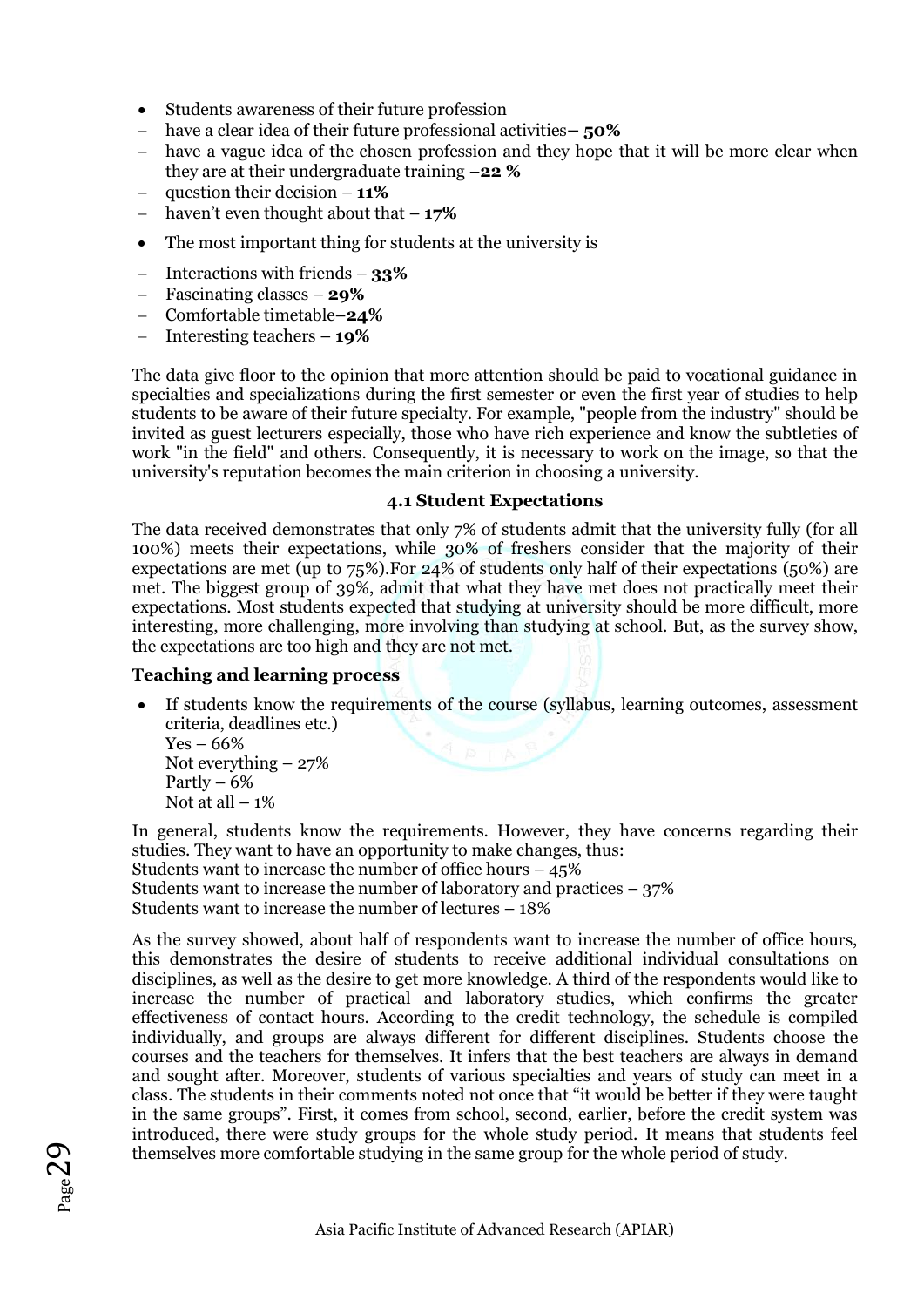- Students awareness of their future profession
  - have a clear idea of their future professional activities– **50%**
  - have a vague idea of the chosen profession and they hope that it will be more clear when they are at their undergraduate training –**22 %**
  - question their decision – **11%**
  - haven't even thought about that – **17%**
- The most important thing for students at the university is
  - Interactions with friends – **33%**
  - Fascinating classes – **29%**
  - Comfortable timetable–**24%**
  - Interesting teachers – **19%**

The data give floor to the opinion that more attention should be paid to vocational guidance in specialties and specializations during the first semester or even the first year of studies to help students to be aware of their future specialty. For example, "people from the industry" should be invited as guest lecturers especially, those who have rich experience and know the subtleties of work "in the field" and others. Consequently, it is necessary to work on the image, so that the university's reputation becomes the main criterion in choosing a university.

### 4.1 Student Expectations

The data received demonstrates that only 7% of students admit that the university fully (for all 100%) meets their expectations, while 30% of freshers consider that the majority of their expectations are met (up to 75%).For 24% of students only half of their expectations (50%) are met. The biggest group of 39%, admit that what they have met does not practically meet their expectations. Most students expected that studying at university should be more difficult, more interesting, more challenging, more involving than studying at school. But, as the survey show, the expectations are too high and they are not met.

**Teaching and learning process**

- If students know the requirements of the course (syllabus, learning outcomes, assessment criteria, deadlines etc.)
  Yes – 66%
  Not everything – 27%
  Partly – 6%
  Not at all – 1%

In general, students know the requirements. However, they have concerns regarding their studies. They want to have an opportunity to make changes, thus:
Students want to increase the number of office hours – 45%
Students want to increase the number of laboratory and practices – 37%
Students want to increase the number of lectures – 18%

As the survey showed, about half of respondents want to increase the number of office hours, this demonstrates the desire of students to receive additional individual consultations on disciplines, as well as the desire to get more knowledge. A third of the respondents would like to increase the number of practical and laboratory studies, which confirms the greater effectiveness of contact hours. According to the credit technology, the schedule is compiled individually, and groups are always different for different disciplines. Students choose the courses and the teachers for themselves. It infers that the best teachers are always in demand and sought after. Moreover, students of various specialties and years of study can meet in a class. The students in their comments noted not once that "it would be better if they were taught in the same groups". First, it comes from school, second, earlier, before the credit system was introduced, there were study groups for the whole study period. It means that students feel themselves more comfortable studying in the same group for the whole period of study.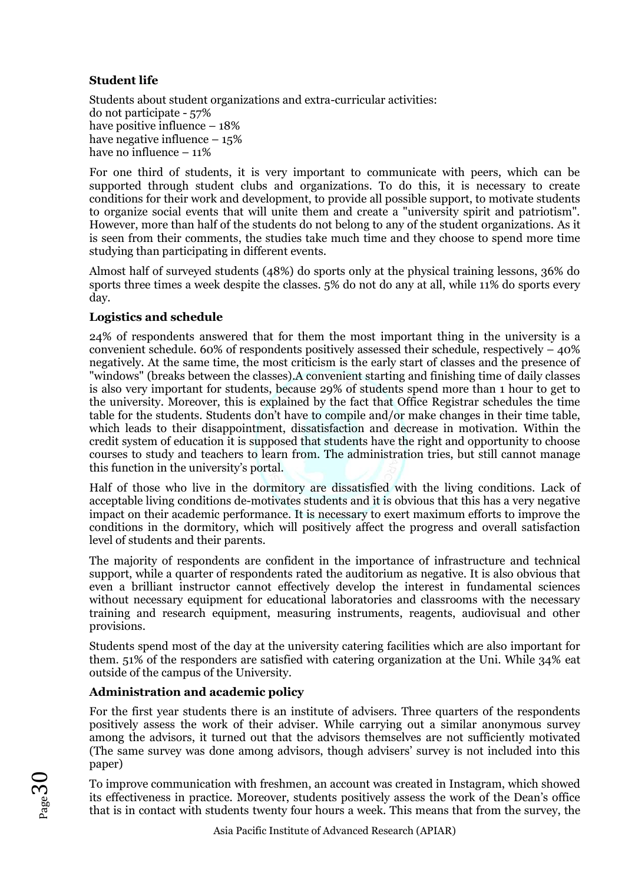**Student life**

Students about student organizations and extra-curricular activities:
do not participate - 57%
have positive influence – 18%
have negative influence – 15%
have no influence – 11%

For one third of students, it is very important to communicate with peers, which can be supported through student clubs and organizations. To do this, it is necessary to create conditions for their work and development, to provide all possible support, to motivate students to organize social events that will unite them and create a "university spirit and patriotism". However, more than half of the students do not belong to any of the student organizations. As it is seen from their comments, the studies take much time and they choose to spend more time studying than participating in different events.

Almost half of surveyed students (48%) do sports only at the physical training lessons, 36% do sports three times a week despite the classes. 5% do not do any at all, while 11% do sports every day.

**Logistics and schedule**

24% of respondents answered that for them the most important thing in the university is a convenient schedule. 60% of respondents positively assessed their schedule, respectively – 40% negatively. At the same time, the most criticism is the early start of classes and the presence of "windows" (breaks between the classes).A convenient starting and finishing time of daily classes is also very important for students, because 29% of students spend more than 1 hour to get to the university. Moreover, this is explained by the fact that Office Registrar schedules the time table for the students. Students don't have to compile and/or make changes in their time table, which leads to their disappointment, dissatisfaction and decrease in motivation. Within the credit system of education it is supposed that students have the right and opportunity to choose courses to study and teachers to learn from. The administration tries, but still cannot manage this function in the university's portal.

Half of those who live in the dormitory are dissatisfied with the living conditions. Lack of acceptable living conditions de-motivates students and it is obvious that this has a very negative impact on their academic performance. It is necessary to exert maximum efforts to improve the conditions in the dormitory, which will positively affect the progress and overall satisfaction level of students and their parents.

The majority of respondents are confident in the importance of infrastructure and technical support, while a quarter of respondents rated the auditorium as negative. It is also obvious that even a brilliant instructor cannot effectively develop the interest in fundamental sciences without necessary equipment for educational laboratories and classrooms with the necessary training and research equipment, measuring instruments, reagents, audiovisual and other provisions.

Students spend most of the day at the university catering facilities which are also important for them. 51% of the responders are satisfied with catering organization at the Uni. While 34% eat outside of the campus of the University.

**Administration and academic policy**

For the first year students there is an institute of advisers. Three quarters of the respondents positively assess the work of their adviser. While carrying out a similar anonymous survey among the advisors, it turned out that the advisors themselves are not sufficiently motivated (The same survey was done among advisors, though advisers' survey is not included into this paper)

To improve communication with freshmen, an account was created in Instagram, which showed its effectiveness in practice. Moreover, students positively assess the work of the Dean's office that is in contact with students twenty four hours a week. This means that from the survey, the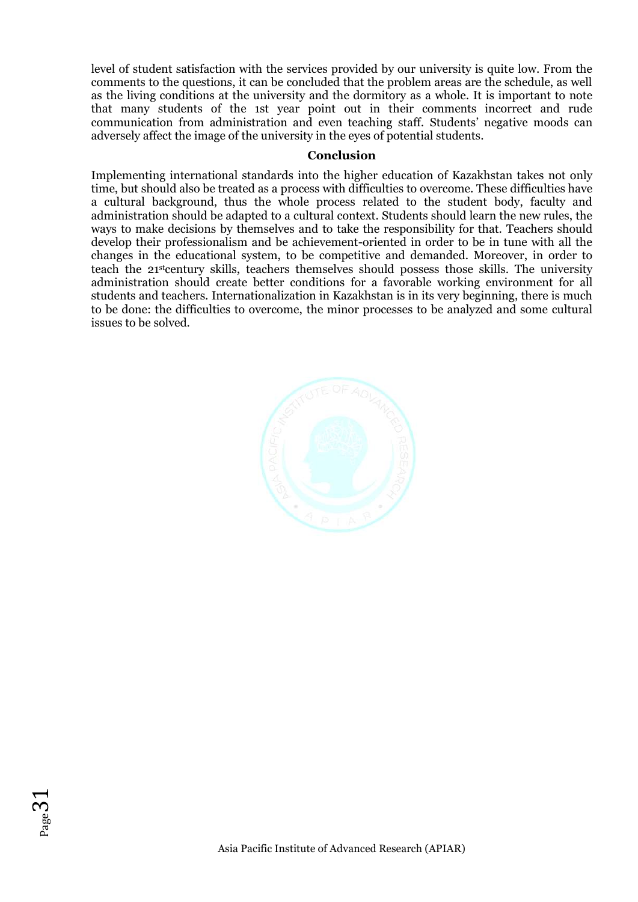level of student satisfaction with the services provided by our university is quite low. From the comments to the questions, it can be concluded that the problem areas are the schedule, as well as the living conditions at the university and the dormitory as a whole. It is important to note that many students of the 1st year point out in their comments incorrect and rude communication from administration and even teaching staff. Students' negative moods can adversely affect the image of the university in the eyes of potential students.

## Conclusion

Implementing international standards into the higher education of Kazakhstan takes not only time, but should also be treated as a process with difficulties to overcome. These difficulties have a cultural background, thus the whole process related to the student body, faculty and administration should be adapted to a cultural context. Students should learn the new rules, the ways to make decisions by themselves and to take the responsibility for that. Teachers should develop their professionalism and be achievement-oriented in order to be in tune with all the changes in the educational system, to be competitive and demanded. Moreover, in order to teach the 21stcentury skills, teachers themselves should possess those skills. The university administration should create better conditions for a favorable working environment for all students and teachers. Internationalization in Kazakhstan is in its very beginning, there is much to be done: the difficulties to overcome, the minor processes to be analyzed and some cultural issues to be solved.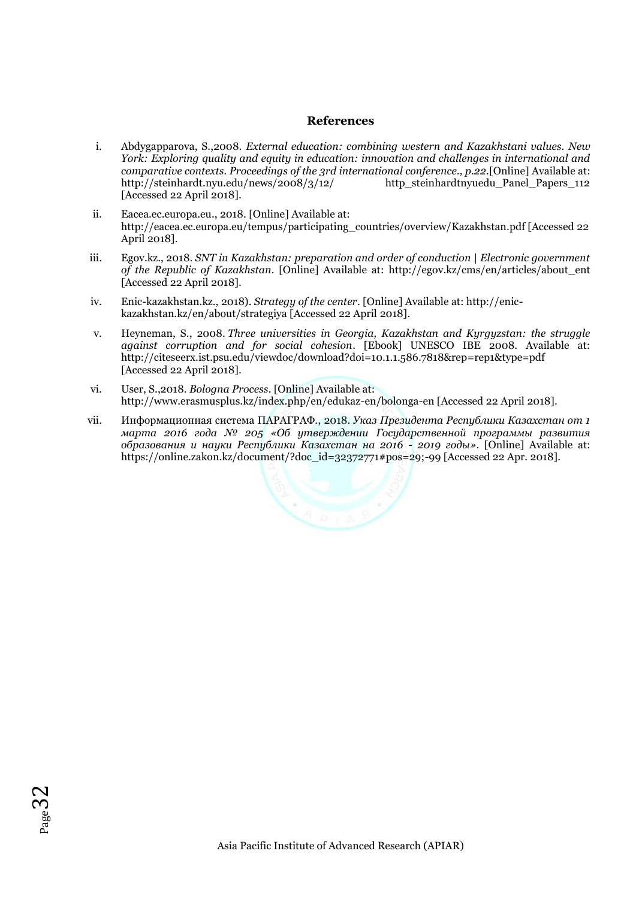## References

i. Abdygapparova, S.,2008. *External education: combining western and Kazakhstani values. New York: Exploring quality and equity in education: innovation and challenges in international and comparative contexts. Proceedings of the 3rd international conference., p.22*.[Online] Available at: http://steinhardt.nyu.edu/news/2008/3/12/ http_steinhardtnyuedu_Panel_Papers_112 [Accessed 22 April 2018].

ii. Eacea.ec.europa.eu., 2018. [Online] Available at: http://eacea.ec.europa.eu/tempus/participating_countries/overview/Kazakhstan.pdf [Accessed 22 April 2018].

iii. Egov.kz., 2018. *SNT in Kazakhstan: preparation and order of conduction | Electronic government of the Republic of Kazakhstan*. [Online] Available at: http://egov.kz/cms/en/articles/about_ent [Accessed 22 April 2018].

iv. Enic-kazakhstan.kz., 2018). *Strategy of the center*. [Online] Available at: http://enic-kazakhstan.kz/en/about/strategiya [Accessed 22 April 2018].

v. Heyneman, S., 2008. *Three universities in Georgia, Kazakhstan and Kyrgyzstan: the struggle against corruption and for social cohesion*. [Ebook] UNESCO IBE 2008. Available at: http://citeseerx.ist.psu.edu/viewdoc/download?doi=10.1.1.586.7818&rep=rep1&type=pdf [Accessed 22 April 2018].

vi. User, S.,2018. *Bologna Process*. [Online] Available at: http://www.erasmusplus.kz/index.php/en/edukaz-en/bolonga-en [Accessed 22 April 2018].

vii. Информационная система ПАРАГРАФ., 2018. *Указ Президента Республики Казахстан от 1 марта 2016 года № 205 «Об утверждении Государственной программы развития образования и науки Республики Казахстан на 2016 - 2019 годы»*. [Online] Available at: https://online.zakon.kz/document/?doc_id=32372771#pos=29;-99 [Accessed 22 Apr. 2018].